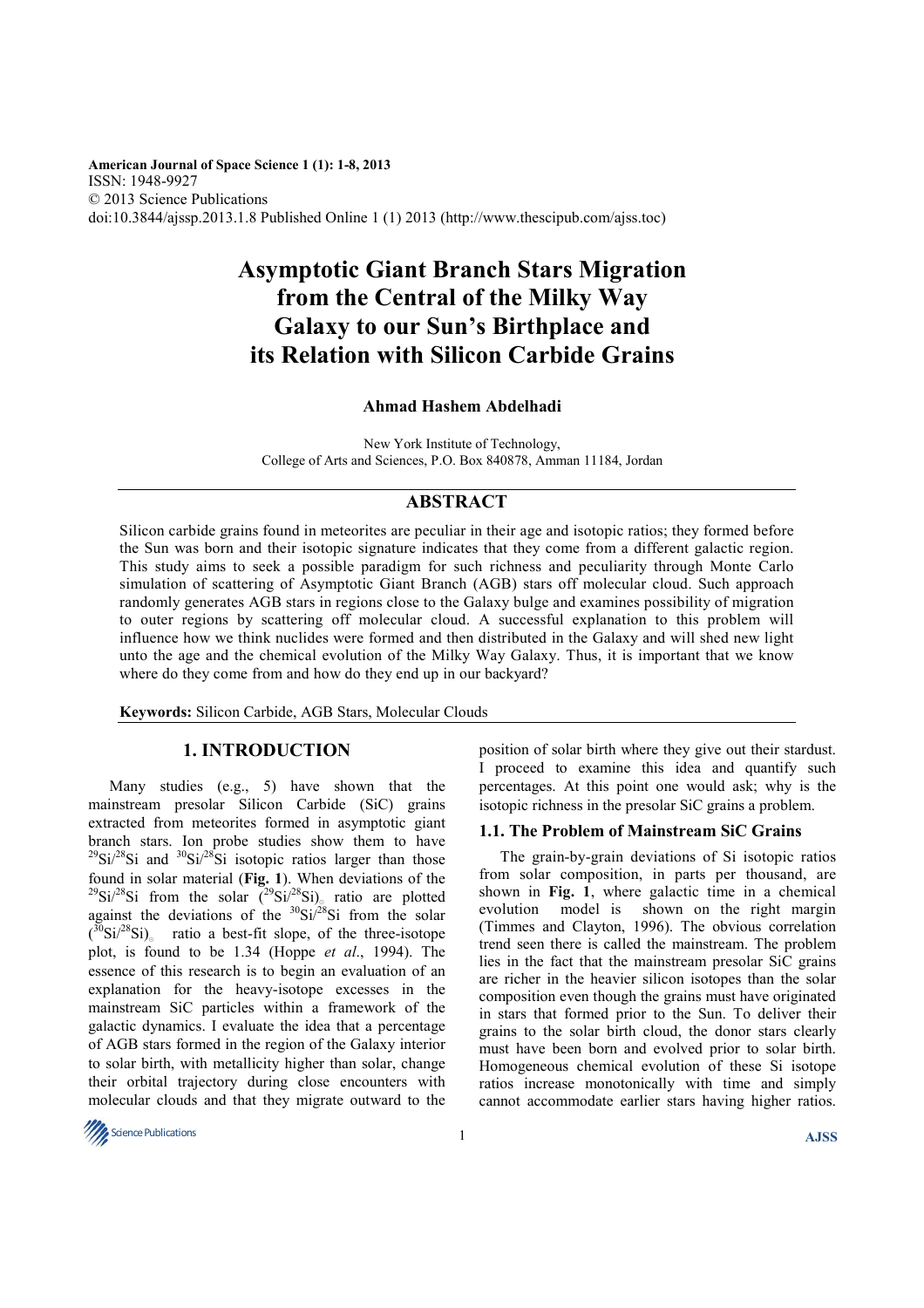American Journal of Space Science 1 (1): 1-8, 2013
ISSN: 1948-9927
© 2013 Science Publications
doi:10.3844/ajssp.2013.1.8 Published Online 1 (1) 2013 (http://www.thescipub.com/ajss.toc)

# Asymptotic Giant Branch Stars Migration from the Central of the Milky Way Galaxy to our Sun's Birthplace and its Relation with Silicon Carbide Grains

**Ahmad Hashem Abdelhadi**

New York Institute of Technology,
College of Arts and Sciences, P.O. Box 840878, Amman 11184, Jordan

## ABSTRACT

Silicon carbide grains found in meteorites are peculiar in their age and isotopic ratios; they formed before the Sun was born and their isotopic signature indicates that they come from a different galactic region. This study aims to seek a possible paradigm for such richness and peculiarity through Monte Carlo simulation of scattering of Asymptotic Giant Branch (AGB) stars off molecular cloud. Such approach randomly generates AGB stars in regions close to the Galaxy bulge and examines possibility of migration to outer regions by scattering off molecular cloud. A successful explanation to this problem will influence how we think nuclides were formed and then distributed in the Galaxy and will shed new light unto the age and the chemical evolution of the Milky Way Galaxy. Thus, it is important that we know where do they come from and how do they end up in our backyard?

**Keywords:** Silicon Carbide, AGB Stars, Molecular Clouds

## 1. INTRODUCTION

Many studies (e.g., 5) have shown that the mainstream presolar Silicon Carbide (SiC) grains extracted from meteorites formed in asymptotic giant branch stars. Ion probe studies show them to have $^{29}Si/^{28}Si$ and $^{30}Si/^{28}Si$ isotopic ratios larger than those found in solar material (**Fig. 1**). When deviations of the $^{29}Si/^{28}Si$ from the solar $(^{29}Si/^{28}Si)_{\odot}$ ratio are plotted against the deviations of the $^{30}Si/^{28}Si$ from the solar $(^{30}Si/^{28}Si)_{\odot}$ ratio a best-fit slope, of the three-isotope plot, is found to be 1.34 (Hoppe *et al*., 1994). The essence of this research is to begin an evaluation of an explanation for the heavy-isotope excesses in the mainstream SiC particles within a framework of the galactic dynamics. I evaluate the idea that a percentage of AGB stars formed in the region of the Galaxy interior to solar birth, with metallicity higher than solar, change their orbital trajectory during close encounters with molecular clouds and that they migrate outward to the position of solar birth where they give out their stardust. I proceed to examine this idea and quantify such percentages. At this point one would ask; why is the isotopic richness in the presolar SiC grains a problem.

### 1.1. The Problem of Mainstream SiC Grains

The grain-by-grain deviations of Si isotopic ratios from solar composition, in parts per thousand, are shown in **Fig. 1**, where galactic time in a chemical evolution model is shown on the right margin (Timmes and Clayton, 1996). The obvious correlation trend seen there is called the mainstream. The problem lies in the fact that the mainstream presolar SiC grains are richer in the heavier silicon isotopes than the solar composition even though the grains must have originated in stars that formed prior to the Sun. To deliver their grains to the solar birth cloud, the donor stars clearly must have been born and evolved prior to solar birth. Homogeneous chemical evolution of these Si isotope ratios increase monotonically with time and simply cannot accommodate earlier stars having higher ratios.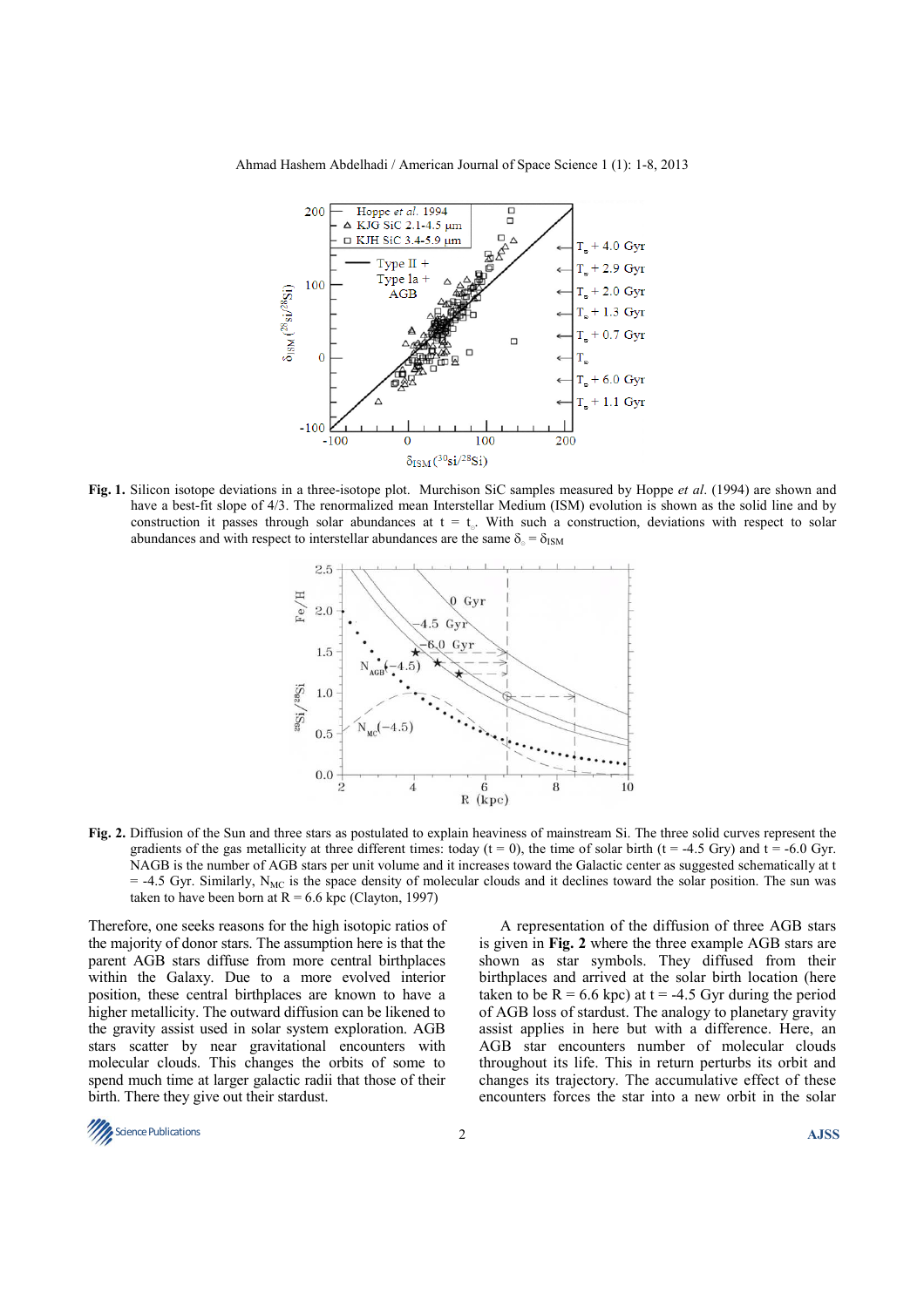**Fig. 1.** Silicon isotope deviations in a three-isotope plot. Murchison SiC samples measured by Hoppe *et al*. (1994) are shown and have a best-fit slope of 4/3. The renormalized mean Interstellar Medium (ISM) evolution is shown as the solid line and by construction it passes through solar abundances at $t = t_{\odot}$. With such a construction, deviations with respect to solar abundances and with respect to interstellar abundances are the same $\delta_{\odot} = \delta_{ISM}$

**Fig. 2.** Diffusion of the Sun and three stars as postulated to explain heaviness of mainstream Si. The three solid curves represent the gradients of the gas metallicity at three different times: today (t = 0), the time of solar birth (t = -4.5 Gry) and t = -6.0 Gyr. NAGB is the number of AGB stars per unit volume and it increases toward the Galactic center as suggested schematically at t = -4.5 Gyr. Similarly, $N_{MC}$ is the space density of molecular clouds and it declines toward the solar position. The sun was taken to have been born at R = 6.6 kpc (Clayton, 1997)

Therefore, one seeks reasons for the high isotopic ratios of the majority of donor stars. The assumption here is that the parent AGB stars diffuse from more central birthplaces within the Galaxy. Due to a more evolved interior position, these central birthplaces are known to have a higher metallicity. The outward diffusion can be likened to the gravity assist used in solar system exploration. AGB stars scatter by near gravitational encounters with molecular clouds. This changes the orbits of some to spend much time at larger galactic radii that those of their birth. There they give out their stardust.

A representation of the diffusion of three AGB stars is given in **Fig. 2** where the three example AGB stars are shown as star symbols. They diffused from their birthplaces and arrived at the solar birth location (here taken to be R = 6.6 kpc) at t = -4.5 Gyr during the period of AGB loss of stardust. The analogy to planetary gravity assist applies in here but with a difference. Here, an AGB star encounters number of molecular clouds throughout its life. This in return perturbs its orbit and changes its trajectory. The accumulative effect of these encounters forces the star into a new orbit in the solar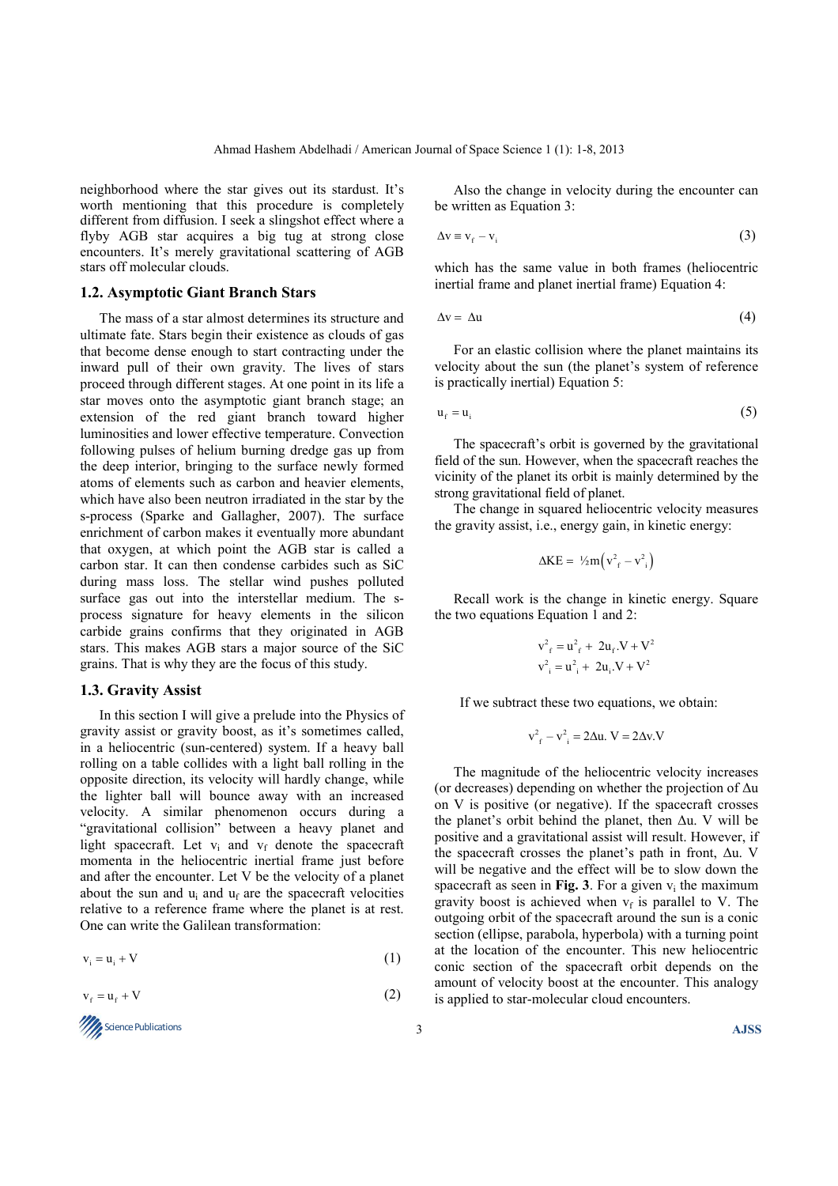neighborhood where the star gives out its stardust. It's worth mentioning that this procedure is completely different from diffusion. I seek a slingshot effect where a flyby AGB star acquires a big tug at strong close encounters. It's merely gravitational scattering of AGB stars off molecular clouds.

### 1.2. Asymptotic Giant Branch Stars

The mass of a star almost determines its structure and ultimate fate. Stars begin their existence as clouds of gas that become dense enough to start contracting under the inward pull of their own gravity. The lives of stars proceed through different stages. At one point in its life a star moves onto the asymptotic giant branch stage; an extension of the red giant branch toward higher luminosities and lower effective temperature. Convection following pulses of helium burning dredge gas up from the deep interior, bringing to the surface newly formed atoms of elements such as carbon and heavier elements, which have also been neutron irradiated in the star by the s-process (Sparke and Gallagher, 2007). The surface enrichment of carbon makes it eventually more abundant that oxygen, at which point the AGB star is called a carbon star. It can then condense carbides such as SiC during mass loss. The stellar wind pushes polluted surface gas out into the interstellar medium. The s-process signature for heavy elements in the silicon carbide grains confirms that they originated in AGB stars. This makes AGB stars a major source of the SiC grains. That is why they are the focus of this study.

### 1.3. Gravity Assist

In this section I will give a prelude into the Physics of gravity assist or gravity boost, as it's sometimes called, in a heliocentric (sun-centered) system. If a heavy ball rolling on a table collides with a light ball rolling in the opposite direction, its velocity will hardly change, while the lighter ball will bounce away with an increased velocity. A similar phenomenon occurs during a "gravitational collision" between a heavy planet and light spacecraft. Let $v_i$ and $v_f$ denote the spacecraft momenta in the heliocentric inertial frame just before and after the encounter. Let V be the velocity of a planet about the sun and $u_i$ and $u_f$ are the spacecraft velocities relative to a reference frame where the planet is at rest. One can write the Galilean transformation:

$$v_i = u_i + V \tag{1}$$

$$v_f = u_f + V \tag{2}$$

Also the change in velocity during the encounter can be written as Equation 3:

$$\Delta v \equiv v_f - v_i \tag{3}$$

which has the same value in both frames (heliocentric inertial frame and planet inertial frame) Equation 4:

$$\Delta v = \Delta u \tag{4}$$

For an elastic collision where the planet maintains its velocity about the sun (the planet's system of reference is practically inertial) Equation 5:

$$u_f = u_i \tag{5}$$

The spacecraft's orbit is governed by the gravitational field of the sun. However, when the spacecraft reaches the vicinity of the planet its orbit is mainly determined by the strong gravitational field of planet.

The change in squared heliocentric velocity measures the gravity assist, i.e., energy gain, in kinetic energy:

$$\Delta KE = \tfrac{1}{2} m\left(v_f^2 - v_i^2\right)$$

Recall work is the change in kinetic energy. Square the two equations Equation 1 and 2:

$$v_f^2 = u_f^2 + 2u_f.V + V^2$$
$$v_i^2 = u_i^2 + 2u_i.V + V^2$$

If we subtract these two equations, we obtain:

$$v_f^2 - v_i^2 = 2\Delta u.\ V = 2\Delta v.V$$

The magnitude of the heliocentric velocity increases (or decreases) depending on whether the projection of $\Delta u$ on V is positive (or negative). If the spacecraft crosses the planet's orbit behind the planet, then $\Delta u$. V will be positive and a gravitational assist will result. However, if the spacecraft crosses the planet's path in front, $\Delta u$. V will be negative and the effect will be to slow down the spacecraft as seen in **Fig. 3**. For a given $v_i$ the maximum gravity boost is achieved when $v_f$ is parallel to V. The outgoing orbit of the spacecraft around the sun is a conic section (ellipse, parabola, hyperbola) with a turning point at the location of the encounter. This new heliocentric conic section of the spacecraft orbit depends on the amount of velocity boost at the encounter. This analogy is applied to star-molecular cloud encounters.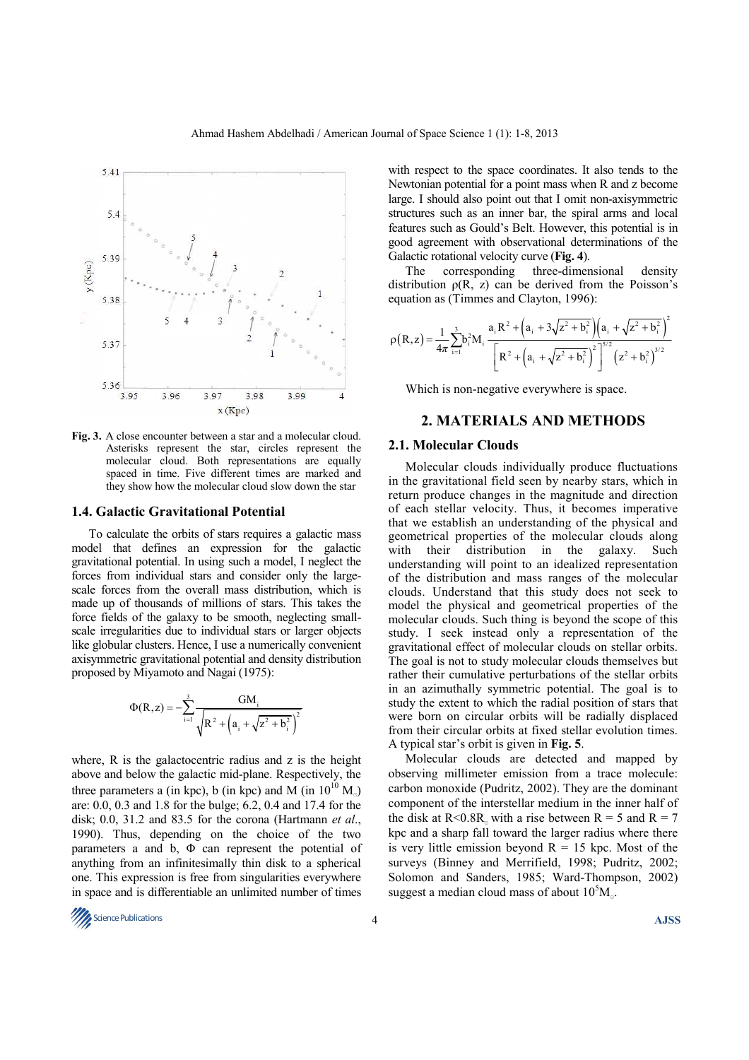Fig. 3. A close encounter between a star and a molecular cloud. Asterisks represent the star, circles represent the molecular cloud. Both representations are equally spaced in time. Five different times are marked and they show how the molecular cloud slow down the star

### 1.4. Galactic Gravitational Potential

To calculate the orbits of stars requires a galactic mass model that defines an expression for the galactic gravitational potential. In using such a model, I neglect the forces from individual stars and consider only the large-scale forces from the overall mass distribution, which is made up of thousands of millions of stars. This takes the force fields of the galaxy to be smooth, neglecting small-scale irregularities due to individual stars or larger objects like globular clusters. Hence, I use a numerically convenient axisymmetric gravitational potential and density distribution proposed by Miyamoto and Nagai (1975):

$$\Phi(R,z) = -\sum_{i=1}^{3} \frac{GM_i}{\sqrt{R^2 + \left(a_i + \sqrt{z^2 + b_i^2}\right)^2}}$$

where, R is the galactocentric radius and z is the height above and below the galactic mid-plane. Respectively, the three parameters a (in kpc), b (in kpc) and M (in $10^{10}$ $M_\odot$) are: 0.0, 0.3 and 1.8 for the bulge; 6.2, 0.4 and 17.4 for the disk; 0.0, 31.2 and 83.5 for the corona (Hartmann *et al*., 1990). Thus, depending on the choice of the two parameters a and b, $\Phi$ can represent the potential of anything from an infinitesimally thin disk to a spherical one. This expression is free from singularities everywhere in space and is differentiable an unlimited number of times with respect to the space coordinates. It also tends to the Newtonian potential for a point mass when R and z become large. I should also point out that I omit non-axisymmetric structures such as an inner bar, the spiral arms and local features such as Gould's Belt. However, this potential is in good agreement with observational determinations of the Galactic rotational velocity curve (**Fig. 4**).

The corresponding three-dimensional density distribution $\rho(R, z)$ can be derived from the Poisson's equation as (Timmes and Clayton, 1996):

$$\rho(R,z) = \frac{1}{4\pi}\sum_{i=1}^{3} b_i^2 M_i \frac{a_i R^2 + \left(a_i + 3\sqrt{z^2 + b_i^2}\right)\left(a_i + \sqrt{z^2 + b_i^2}\right)^2}{\left[R^2 + \left(a_i + \sqrt{z^2 + b_i^2}\right)^2\right]^{5/2}\left(z^2 + b_i^2\right)^{3/2}}$$

Which is non-negative everywhere is space.

## 2. MATERIALS AND METHODS

### 2.1. Molecular Clouds

Molecular clouds individually produce fluctuations in the gravitational field seen by nearby stars, which in return produce changes in the magnitude and direction of each stellar velocity. Thus, it becomes imperative that we establish an understanding of the physical and geometrical properties of the molecular clouds along with their distribution in the galaxy. Such understanding will point to an idealized representation of the distribution and mass ranges of the molecular clouds. Understand that this study does not seek to model the physical and geometrical properties of the molecular clouds. Such thing is beyond the scope of this study. I seek instead only a representation of the gravitational effect of molecular clouds on stellar orbits. The goal is not to study molecular clouds themselves but rather their cumulative perturbations of the stellar orbits in an azimuthally symmetric potential. The goal is to study the extent to which the radial position of stars that were born on circular orbits will be radially displaced from their circular orbits at fixed stellar evolution times. A typical star's orbit is given in **Fig. 5**.

Molecular clouds are detected and mapped by observing millimeter emission from a trace molecule: carbon monoxide (Pudritz, 2002). They are the dominant component of the interstellar medium in the inner half of the disk at $R<0.8R_\odot$ with a rise between R = 5 and R = 7 kpc and a sharp fall toward the larger radius where there is very little emission beyond R = 15 kpc. Most of the surveys (Binney and Merrifield, 1998; Pudritz, 2002; Solomon and Sanders, 1985; Ward-Thompson, 2002) suggest a median cloud mass of about $10^5 M_\odot$.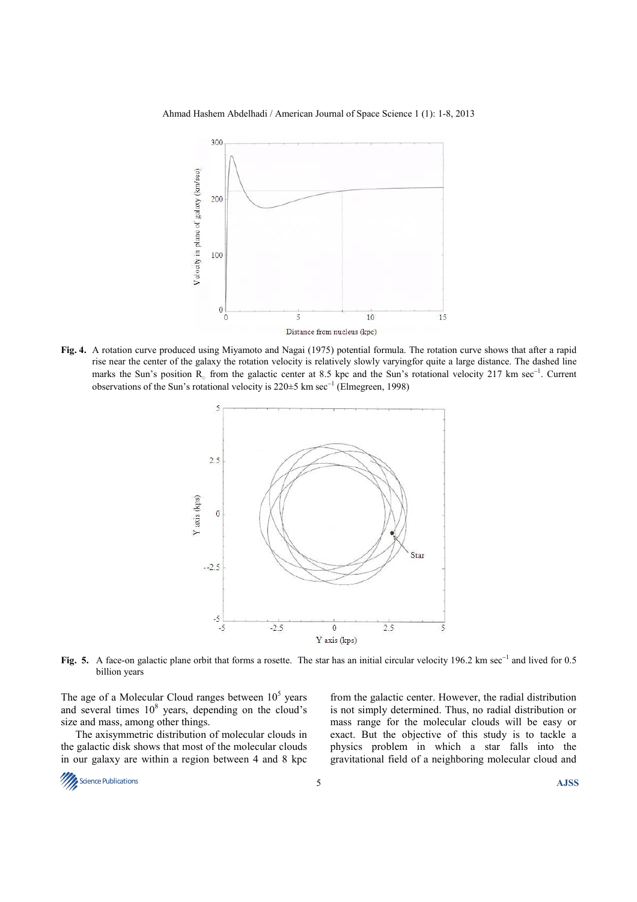**Fig. 4.** A rotation curve produced using Miyamoto and Nagai (1975) potential formula. The rotation curve shows that after a rapid rise near the center of the galaxy the rotation velocity is relatively slowly varyingfor quite a large distance. The dashed line marks the Sun's position $R_{\odot}$ from the galactic center at 8.5 kpc and the Sun's rotational velocity 217 km $sec^{-1}$. Current observations of the Sun's rotational velocity is 220±5 km $sec^{-1}$ (Elmegreen, 1998)

**Fig. 5.** A face-on galactic plane orbit that forms a rosette. The star has an initial circular velocity 196.2 km $sec^{-1}$ and lived for 0.5 billion years

The age of a Molecular Cloud ranges between $10^5$ years and several times $10^8$ years, depending on the cloud's size and mass, among other things.

The axisymmetric distribution of molecular clouds in the galactic disk shows that most of the molecular clouds in our galaxy are within a region between 4 and 8 kpc from the galactic center. However, the radial distribution is not simply determined. Thus, no radial distribution or mass range for the molecular clouds will be easy or exact. But the objective of this study is to tackle a physics problem in which a star falls into the gravitational field of a neighboring molecular cloud and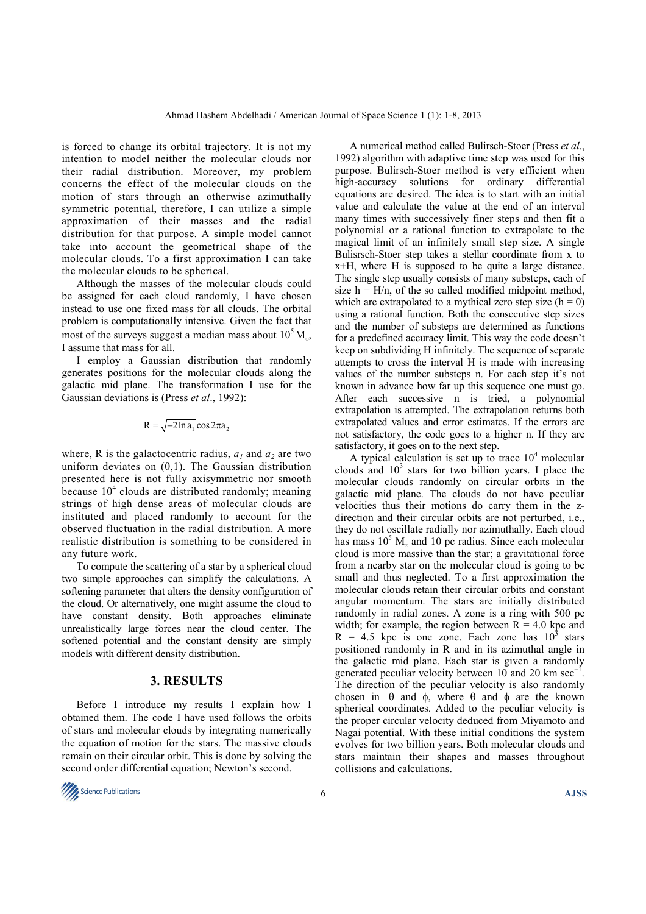is forced to change its orbital trajectory. It is not my intention to model neither the molecular clouds nor their radial distribution. Moreover, my problem concerns the effect of the molecular clouds on the motion of stars through an otherwise azimuthally symmetric potential, therefore, I can utilize a simple approximation of their masses and the radial distribution for that purpose. A simple model cannot take into account the geometrical shape of the molecular clouds. To a first approximation I can take the molecular clouds to be spherical.

Although the masses of the molecular clouds could be assigned for each cloud randomly, I have chosen instead to use one fixed mass for all clouds. The orbital problem is computationally intensive. Given the fact that most of the surveys suggest a median mass about $10^5\,M_\odot$, I assume that mass for all.

I employ a Gaussian distribution that randomly generates positions for the molecular clouds along the galactic mid plane. The transformation I use for the Gaussian deviations is (Press *et al*., 1992):

$$R = \sqrt{-2\ln a_1}\cos 2\pi a_2$$

where, R is the galactocentric radius, $a_1$ and $a_2$ are two uniform deviates on (0,1). The Gaussian distribution presented here is not fully axisymmetric nor smooth because $10^4$ clouds are distributed randomly; meaning strings of high dense areas of molecular clouds are instituted and placed randomly to account for the observed fluctuation in the radial distribution. A more realistic distribution is something to be considered in any future work.

To compute the scattering of a star by a spherical cloud two simple approaches can simplify the calculations. A softening parameter that alters the density configuration of the cloud. Or alternatively, one might assume the cloud to have constant density. Both approaches eliminate unrealistically large forces near the cloud center. The softened potential and the constant density are simply models with different density distribution.

## 3. RESULTS

Before I introduce my results I explain how I obtained them. The code I have used follows the orbits of stars and molecular clouds by integrating numerically the equation of motion for the stars. The massive clouds remain on their circular orbit. This is done by solving the second order differential equation; Newton's second.

A numerical method called Bulirsch-Stoer (Press *et al*., 1992) algorithm with adaptive time step was used for this purpose. Bulirsch-Stoer method is very efficient when high-accuracy solutions for ordinary differential equations are desired. The idea is to start with an initial value and calculate the value at the end of an interval many times with successively finer steps and then fit a polynomial or a rational function to extrapolate to the magical limit of an infinitely small step size. A single Bulisrsch-Stoer step takes a stellar coordinate from x to x+H, where H is supposed to be quite a large distance. The single step usually consists of many substeps, each of size h = H/n, of the so called modified midpoint method, which are extrapolated to a mythical zero step size (h = 0) using a rational function. Both the consecutive step sizes and the number of substeps are determined as functions for a predefined accuracy limit. This way the code doesn't keep on subdividing H infinitely. The sequence of separate attempts to cross the interval H is made with increasing values of the number substeps n. For each step it's not known in advance how far up this sequence one must go. After each successive n is tried, a polynomial extrapolation is attempted. The extrapolation returns both extrapolated values and error estimates. If the errors are not satisfactory, the code goes to a higher n. If they are satisfactory, it goes on to the next step.

A typical calculation is set up to trace $10^4$ molecular clouds and $10^3$ stars for two billion years. I place the molecular clouds randomly on circular orbits in the galactic mid plane. The clouds do not have peculiar velocities thus their motions do carry them in the z-direction and their circular orbits are not perturbed, i.e., they do not oscillate radially nor azimuthally. Each cloud has mass $10^5\,M_\odot$ and 10 pc radius. Since each molecular cloud is more massive than the star; a gravitational force from a nearby star on the molecular cloud is going to be small and thus neglected. To a first approximation the molecular clouds retain their circular orbits and constant angular momentum. The stars are initially distributed randomly in radial zones. A zone is a ring with 500 pc width; for example, the region between R = 4.0 kpc and R = 4.5 kpc is one zone. Each zone has $10^3$ stars positioned randomly in R and in its azimuthal angle in the galactic mid plane. Each star is given a randomly generated peculiar velocity between 10 and 20 km $\sec^{-1}$. The direction of the peculiar velocity is also randomly chosen in $\theta$ and $\phi$, where $\theta$ and $\phi$ are the known spherical coordinates. Added to the peculiar velocity is the proper circular velocity deduced from Miyamoto and Nagai potential. With these initial conditions the system evolves for two billion years. Both molecular clouds and stars maintain their shapes and masses throughout collisions and calculations.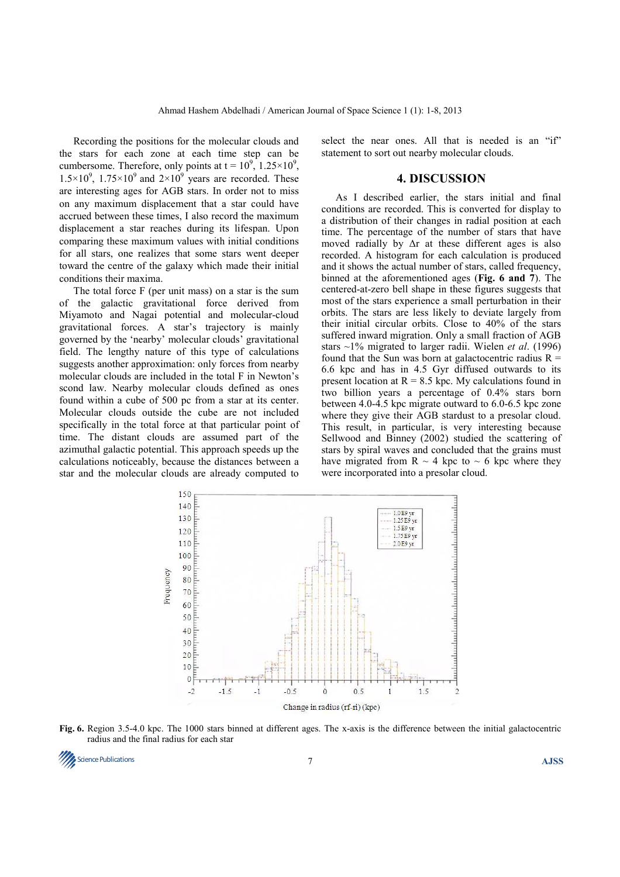Recording the positions for the molecular clouds and the stars for each zone at each time step can be cumbersome. Therefore, only points at $t = 10^9$, $1.25\times10^9$, $1.5\times10^9$, $1.75\times10^9$ and $2\times10^9$ years are recorded. These are interesting ages for AGB stars. In order not to miss on any maximum displacement that a star could have accrued between these times, I also record the maximum displacement a star reaches during its lifespan. Upon comparing these maximum values with initial conditions for all stars, one realizes that some stars went deeper toward the centre of the galaxy which made their initial conditions their maxima.

The total force F (per unit mass) on a star is the sum of the galactic gravitational force derived from Miyamoto and Nagai potential and molecular-cloud gravitational forces. A star's trajectory is mainly governed by the 'nearby' molecular clouds' gravitational field. The lengthy nature of this type of calculations suggests another approximation: only forces from nearby molecular clouds are included in the total F in Newton's scond law. Nearby molecular clouds defined as ones found within a cube of 500 pc from a star at its center. Molecular clouds outside the cube are not included specifically in the total force at that particular point of time. The distant clouds are assumed part of the azimuthal galactic potential. This approach speeds up the calculations noticeably, because the distances between a star and the molecular clouds are already computed to select the near ones. All that is needed is an "if" statement to sort out nearby molecular clouds.

## 4. DISCUSSION

As I described earlier, the stars initial and final conditions are recorded. This is converted for display to a distribution of their changes in radial position at each time. The percentage of the number of stars that have moved radially by $\Delta r$ at these different ages is also recorded. A histogram for each calculation is produced and it shows the actual number of stars, called frequency, binned at the aforementioned ages (**Fig. 6 and 7**). The centered-at-zero bell shape in these figures suggests that most of the stars experience a small perturbation in their orbits. The stars are less likely to deviate largely from their initial circular orbits. Close to 40% of the stars suffered inward migration. Only a small fraction of AGB stars ~1% migrated to larger radii. Wielen *et al*. (1996) found that the Sun was born at galactocentric radius R = 6.6 kpc and has in 4.5 Gyr diffused outwards to its present location at R = 8.5 kpc. My calculations found in two billion years a percentage of 0.4% stars born between 4.0-4.5 kpc migrate outward to 6.0-6.5 kpc zone where they give their AGB stardust to a presolar cloud. This result, in particular, is very interesting because Sellwood and Binney (2002) studied the scattering of stars by spiral waves and concluded that the grains must have migrated from R ~ 4 kpc to ~ 6 kpc where they were incorporated into a presolar cloud.

**Fig. 6.** Region 3.5-4.0 kpc. The 1000 stars binned at different ages. The x-axis is the difference between the initial galactocentric radius and the final radius for each star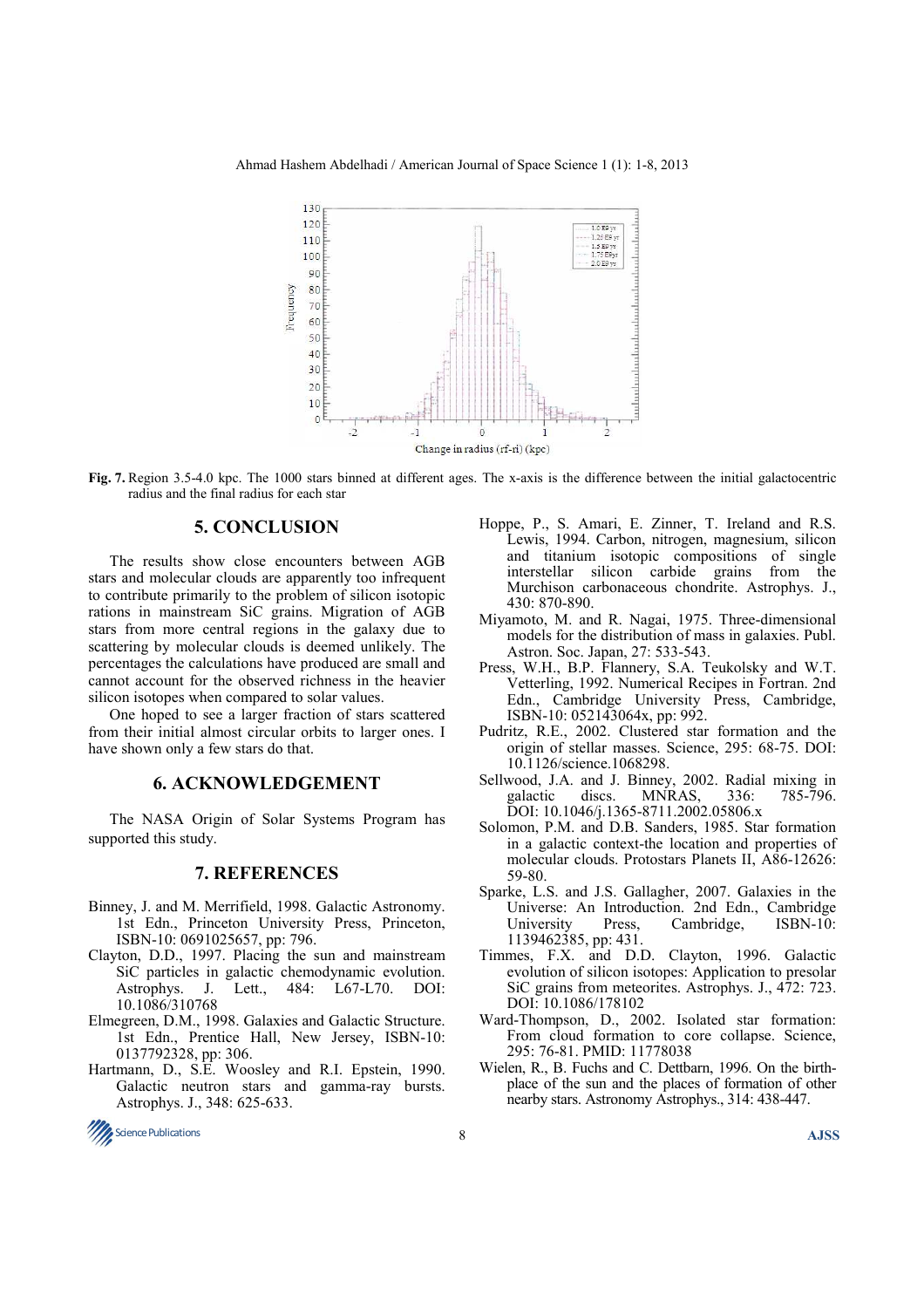130
120
110
100
90
80
70
60
50
40
30
20
10
0

Frequency

-2 -1 0 1 2

Change in radius (rf-ri) (kpc)

1.0 E9 yr
1.25 E9 yr
1.5 E9 yr
1.75 E9 yr
2.0 E9 yr

**Fig. 7.** Region 3.5-4.0 kpc. The 1000 stars binned at different ages. The x-axis is the difference between the initial galactocentric radius and the final radius for each star

## 5. CONCLUSION

The results show close encounters between AGB stars and molecular clouds are apparently too infrequent to contribute primarily to the problem of silicon isotopic rations in mainstream SiC grains. Migration of AGB stars from more central regions in the galaxy due to scattering by molecular clouds is deemed unlikely. The percentages the calculations have produced are small and cannot account for the observed richness in the heavier silicon isotopes when compared to solar values.

One hoped to see a larger fraction of stars scattered from their initial almost circular orbits to larger ones. I have shown only a few stars do that.

## 6. ACKNOWLEDGEMENT

The NASA Origin of Solar Systems Program has supported this study.

## 7. REFERENCES

Binney, J. and M. Merrifield, 1998. Galactic Astronomy. 1st Edn., Princeton University Press, Princeton, ISBN-10: 0691025657, pp: 796.

Clayton, D.D., 1997. Placing the sun and mainstream SiC particles in galactic chemodynamic evolution. Astrophys. J. Lett., 484: L67-L70. DOI: 10.1086/310768

Elmegreen, D.M., 1998. Galaxies and Galactic Structure. 1st Edn., Prentice Hall, New Jersey, ISBN-10: 0137792328, pp: 306.

Hartmann, D., S.E. Woosley and R.I. Epstein, 1990. Galactic neutron stars and gamma-ray bursts. Astrophys. J., 348: 625-633.

Hoppe, P., S. Amari, E. Zinner, T. Ireland and R.S. Lewis, 1994. Carbon, nitrogen, magnesium, silicon and titanium isotopic compositions of single interstellar silicon carbide grains from the Murchison carbonaceous chondrite. Astrophys. J., 430: 870-890.

Miyamoto, M. and R. Nagai, 1975. Three-dimensional models for the distribution of mass in galaxies. Publ. Astron. Soc. Japan, 27: 533-543.

Press, W.H., B.P. Flannery, S.A. Teukolsky and W.T. Vetterling, 1992. Numerical Recipes in Fortran. 2nd Edn., Cambridge University Press, Cambridge, ISBN-10: 052143064x, pp: 992.

Pudritz, R.E., 2002. Clustered star formation and the origin of stellar masses. Science, 295: 68-75. DOI: 10.1126/science.1068298.

Sellwood, J.A. and J. Binney, 2002. Radial mixing in galactic discs. MNRAS, 336: 785-796. DOI: 10.1046/j.1365-8711.2002.05806.x

Solomon, P.M. and D.B. Sanders, 1985. Star formation in a galactic context-the location and properties of molecular clouds. Protostars Planets II, A86-12626: 59-80.

Sparke, L.S. and J.S. Gallagher, 2007. Galaxies in the Universe: An Introduction. 2nd Edn., Cambridge University Press, Cambridge, ISBN-10: 1139462385, pp: 431.

Timmes, F.X. and D.D. Clayton, 1996. Galactic evolution of silicon isotopes: Application to presolar SiC grains from meteorites. Astrophys. J., 472: 723. DOI: 10.1086/178102

Ward-Thompson, D., 2002. Isolated star formation: From cloud formation to core collapse. Science, 295: 76-81. PMID: 11778038

Wielen, R., B. Fuchs and C. Dettbarn, 1996. On the birth-place of the sun and the places of formation of other nearby stars. Astronomy Astrophys., 314: 438-447.